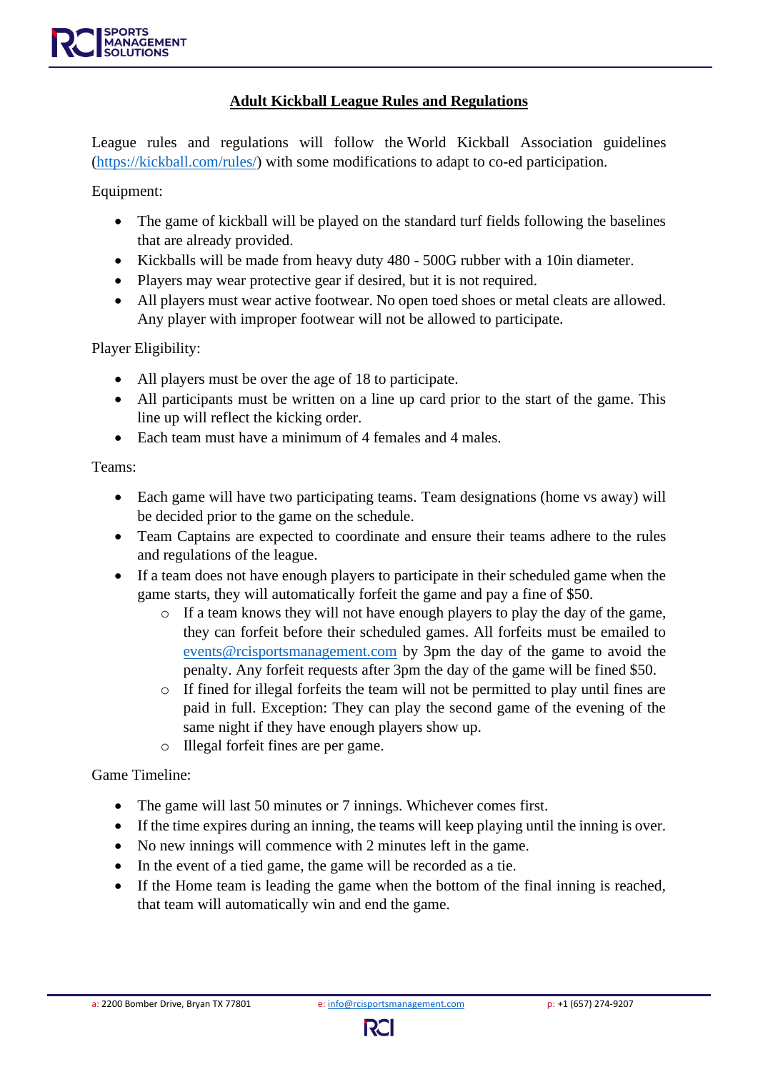# Adult Kickball League Rules and Regulations

League rules and regulations will follow the World Kickball Association guidelines (https://kickball.com/rules/) with some modifications to adapt to co-ed participation.

Equipment:

- The game of kickball will be played on the standard turf fields following the baselines that are already provided.
- Kickballs will be made from heavy duty 480 - 500G rubber with a 10in diameter.
- Players may wear protective gear if desired, but it is not required.
- All players must wear active footwear. No open toed shoes or metal cleats are allowed. Any player with improper footwear will not be allowed to participate.

Player Eligibility:

- All players must be over the age of 18 to participate.
- All participants must be written on a line up card prior to the start of the game. This line up will reflect the kicking order.
- Each team must have a minimum of 4 females and 4 males.

Teams:

- Each game will have two participating teams. Team designations (home vs away) will be decided prior to the game on the schedule.
- Team Captains are expected to coordinate and ensure their teams adhere to the rules and regulations of the league.
- If a team does not have enough players to participate in their scheduled game when the game starts, they will automatically forfeit the game and pay a fine of $50.
    - If a team knows they will not have enough players to play the day of the game, they can forfeit before their scheduled games. All forfeits must be emailed to events@rcisportsmanagement.com by 3pm the day of the game to avoid the penalty. Any forfeit requests after 3pm the day of the game will be fined $50.
    - If fined for illegal forfeits the team will not be permitted to play until fines are paid in full. Exception: They can play the second game of the evening of the same night if they have enough players show up.
    - Illegal forfeit fines are per game.

Game Timeline:

- The game will last 50 minutes or 7 innings. Whichever comes first.
- If the time expires during an inning, the teams will keep playing until the inning is over.
- No new innings will commence with 2 minutes left in the game.
- In the event of a tied game, the game will be recorded as a tie.
- If the Home team is leading the game when the bottom of the final inning is reached, that team will automatically win and end the game.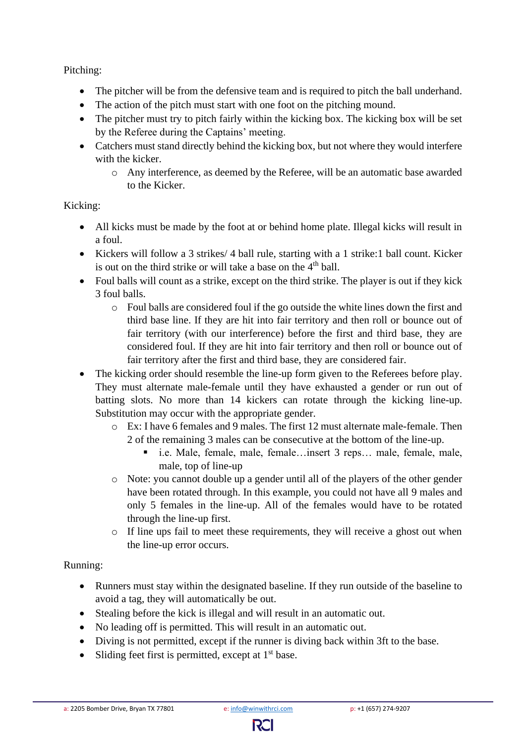Pitching:

- The pitcher will be from the defensive team and is required to pitch the ball underhand.
- The action of the pitch must start with one foot on the pitching mound.
- The pitcher must try to pitch fairly within the kicking box. The kicking box will be set by the Referee during the Captains' meeting.
- Catchers must stand directly behind the kicking box, but not where they would interfere with the kicker.
    - Any interference, as deemed by the Referee, will be an automatic base awarded to the Kicker.

Kicking:

- All kicks must be made by the foot at or behind home plate. Illegal kicks will result in a foul.
- Kickers will follow a 3 strikes/ 4 ball rule, starting with a 1 strike:1 ball count. Kicker is out on the third strike or will take a base on the 4th ball.
- Foul balls will count as a strike, except on the third strike. The player is out if they kick 3 foul balls.
    - Foul balls are considered foul if the go outside the white lines down the first and third base line. If they are hit into fair territory and then roll or bounce out of fair territory (with our interference) before the first and third base, they are considered foul. If they are hit into fair territory and then roll or bounce out of fair territory after the first and third base, they are considered fair.
- The kicking order should resemble the line-up form given to the Referees before play. They must alternate male-female until they have exhausted a gender or run out of batting slots. No more than 14 kickers can rotate through the kicking line-up. Substitution may occur with the appropriate gender.
    - Ex: I have 6 females and 9 males. The first 12 must alternate male-female. Then 2 of the remaining 3 males can be consecutive at the bottom of the line-up.
        - i.e. Male, female, male, female…insert 3 reps… male, female, male, male, top of line-up
    - Note: you cannot double up a gender until all of the players of the other gender have been rotated through. In this example, you could not have all 9 males and only 5 females in the line-up. All of the females would have to be rotated through the line-up first.
    - If line ups fail to meet these requirements, they will receive a ghost out when the line-up error occurs.

Running:

- Runners must stay within the designated baseline. If they run outside of the baseline to avoid a tag, they will automatically be out.
- Stealing before the kick is illegal and will result in an automatic out.
- No leading off is permitted. This will result in an automatic out.
- Diving is not permitted, except if the runner is diving back within 3ft to the base.
- Sliding feet first is permitted, except at 1st base.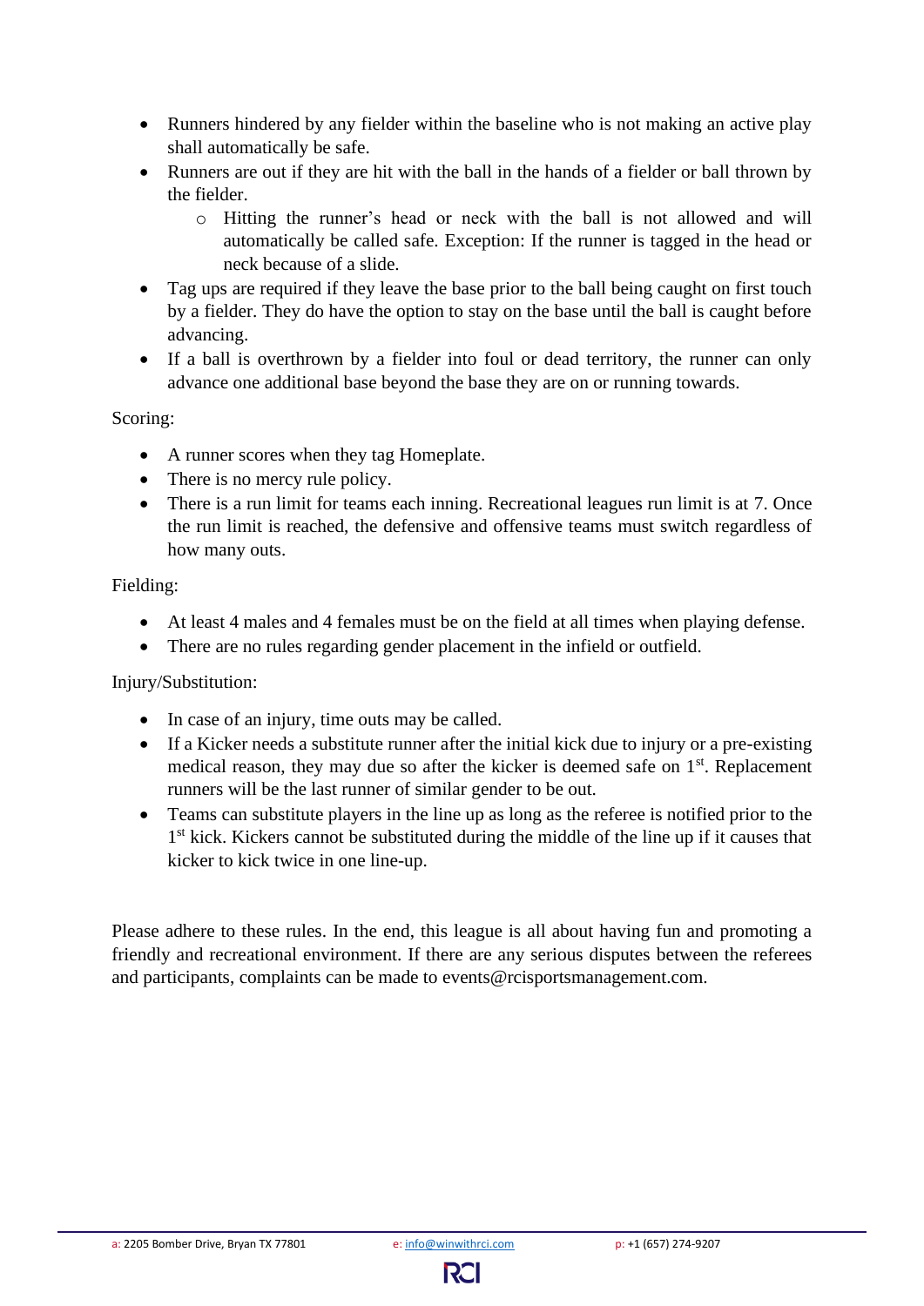- Runners hindered by any fielder within the baseline who is not making an active play shall automatically be safe.
- Runners are out if they are hit with the ball in the hands of a fielder or ball thrown by the fielder.
  - Hitting the runner's head or neck with the ball is not allowed and will automatically be called safe. Exception: If the runner is tagged in the head or neck because of a slide.
- Tag ups are required if they leave the base prior to the ball being caught on first touch by a fielder. They do have the option to stay on the base until the ball is caught before advancing.
- If a ball is overthrown by a fielder into foul or dead territory, the runner can only advance one additional base beyond the base they are on or running towards.

Scoring:

- A runner scores when they tag Homeplate.
- There is no mercy rule policy.
- There is a run limit for teams each inning. Recreational leagues run limit is at 7. Once the run limit is reached, the defensive and offensive teams must switch regardless of how many outs.

Fielding:

- At least 4 males and 4 females must be on the field at all times when playing defense.
- There are no rules regarding gender placement in the infield or outfield.

Injury/Substitution:

- In case of an injury, time outs may be called.
- If a Kicker needs a substitute runner after the initial kick due to injury or a pre-existing medical reason, they may due so after the kicker is deemed safe on 1st. Replacement runners will be the last runner of similar gender to be out.
- Teams can substitute players in the line up as long as the referee is notified prior to the 1st kick. Kickers cannot be substituted during the middle of the line up if it causes that kicker to kick twice in one line-up.

Please adhere to these rules. In the end, this league is all about having fun and promoting a friendly and recreational environment. If there are any serious disputes between the referees and participants, complaints can be made to events@rcisportsmanagement.com.